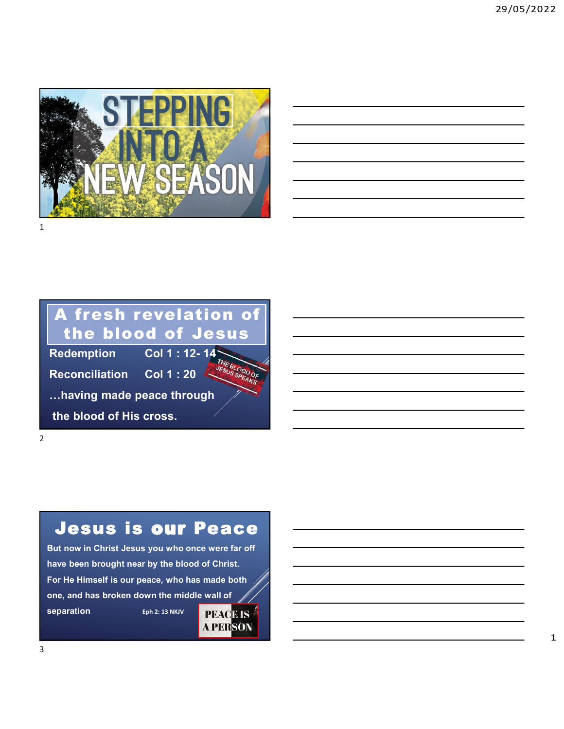# STEPPING INTO A NEW SEASON

## A fresh revelation of the blood of Jesus

Redemption Col 1 : 12- 14

Reconciliation Col 1 : 20

…having made peace through the blood of His cross.

THE BLOOD OF JESUS SPEAKS

## Jesus is our Peace

But now in Christ Jesus you who once were far off have been brought near by the blood of Christ. For He Himself is our peace, who has made both one, and has broken down the middle wall of separation

Eph 2: 13 NKJV

PEACE IS A PERSON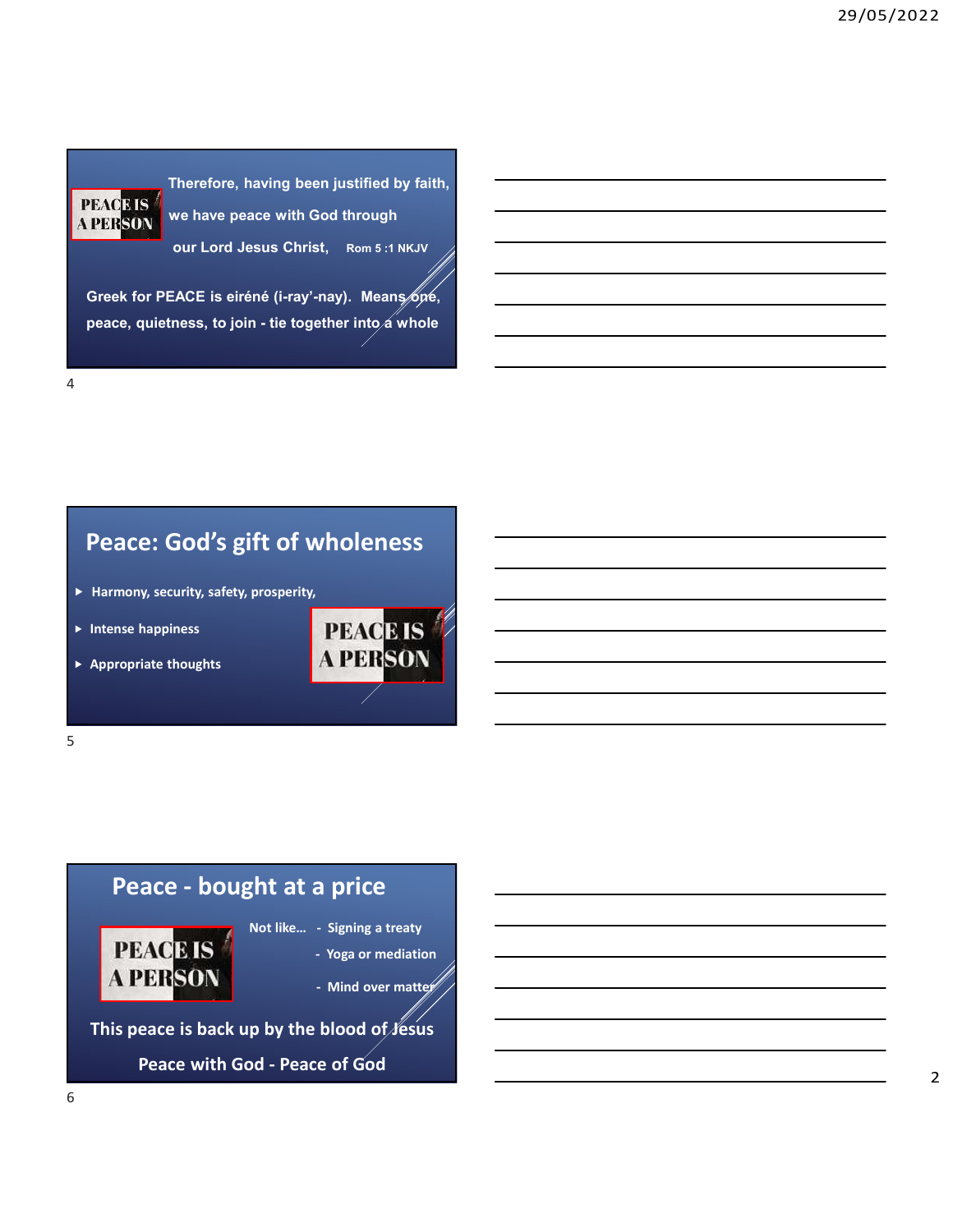PEACE IS A PERSON

Therefore, having been justified by faith, we have peace with God through our Lord Jesus Christ, Rom 5 :1 NKJV

Greek for PEACE is eiréné (i-ray'-nay). Means one, peace, quietness, to join - tie together into a whole

## Peace: God's gift of wholeness

- Harmony, security, safety, prosperity,
- Intense happiness
- Appropriate thoughts

PEACE IS A PERSON

## Peace - bought at a price

PEACE IS A PERSON

Not like… - Signing a treaty
- Yoga or mediation
- Mind over matter

This peace is back up by the blood of Jesus

Peace with God - Peace of God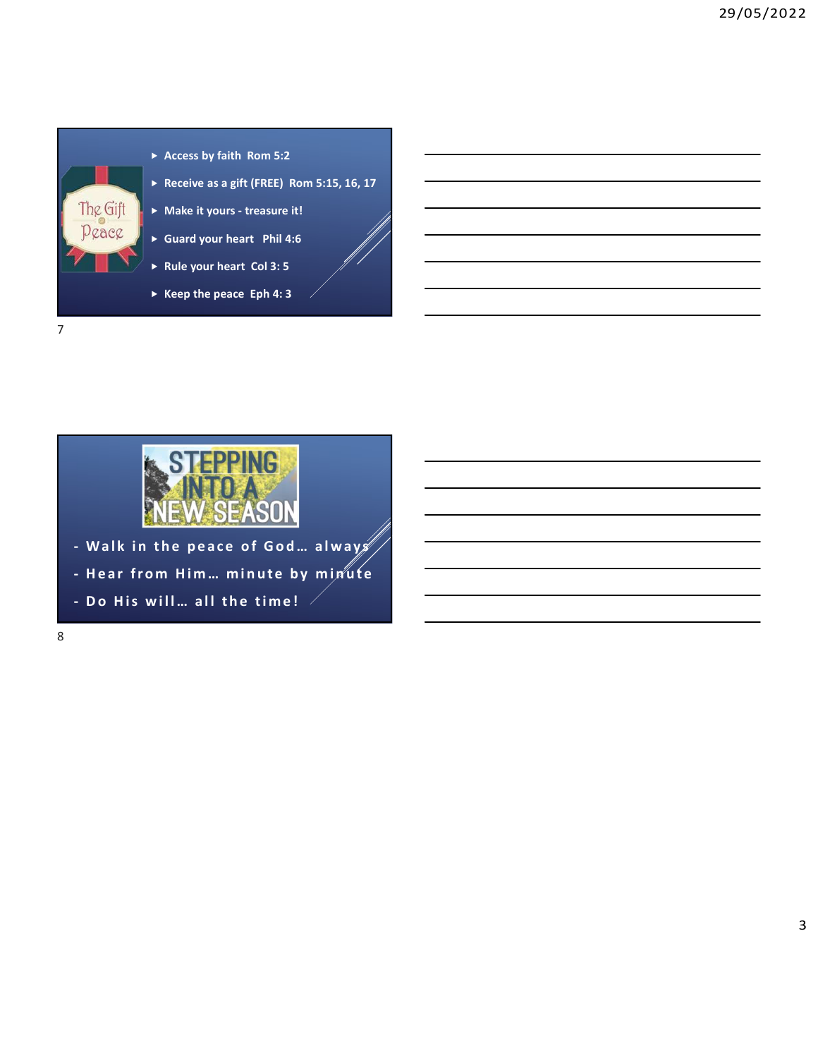The Gift of Peace

- Access by faith Rom 5:2
- Receive as a gift (FREE) Rom 5:15, 16, 17
- Make it yours - treasure it!
- Guard your heart Phil 4:6
- Rule your heart Col 3: 5
- Keep the peace Eph 4: 3

STEPPING INTO A NEW SEASON

- Walk in the peace of God… always
- Hear from Him… minute by minute
- Do His will… all the time!